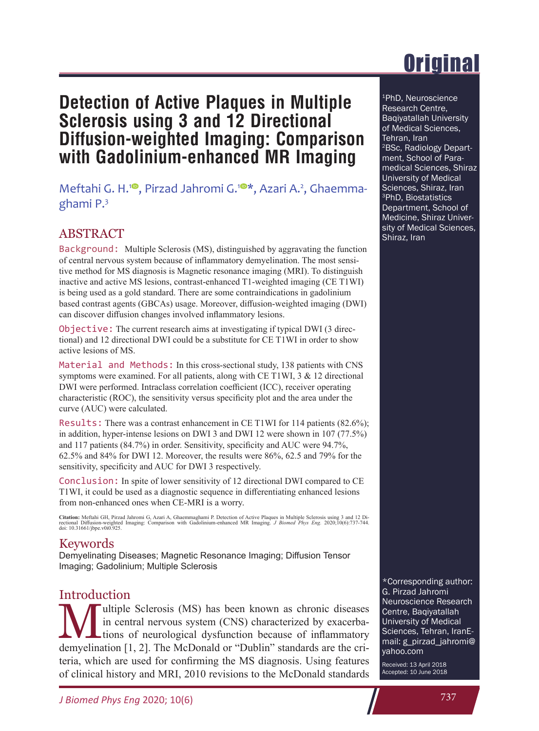Original

# Detection of Active Plaques in Multiple Sclerosis using 3 and 12 Directional Diffusion-weighted Imaging: Comparison with Gadolinium-enhanced MR Imaging

Meftahi G. H.[1], Pirzad Jahromi G.[1]*, Azari A.[2], Ghaemmaghami P.[3]

[1]PhD, Neuroscience Research Centre, Baqiyatallah University of Medical Sciences, Tehran, Iran
[2]BSc, Radiology Department, School of Paramedical Sciences, Shiraz University of Medical Sciences, Shiraz, Iran
[3]PhD, Biostatistics Department, School of Medicine, Shiraz University of Medical Sciences, Shiraz, Iran

## ABSTRACT

**Background:** Multiple Sclerosis (MS), distinguished by aggravating the function of central nervous system because of inflammatory demyelination. The most sensitive method for MS diagnosis is Magnetic resonance imaging (MRI). To distinguish inactive and active MS lesions, contrast-enhanced T1-weighted imaging (CE T1WI) is being used as a gold standard. There are some contraindications in gadolinium based contrast agents (GBCAs) usage. Moreover, diffusion-weighted imaging (DWI) can discover diffusion changes involved inflammatory lesions.

**Objective:** The current research aims at investigating if typical DWI (3 directional) and 12 directional DWI could be a substitute for CE T1WI in order to show active lesions of MS.

**Material and Methods:** In this cross-sectional study, 138 patients with CNS symptoms were examined. For all patients, along with CE T1WI, 3 & 12 directional DWI were performed. Intraclass correlation coefficient (ICC), receiver operating characteristic (ROC), the sensitivity versus specificity plot and the area under the curve (AUC) were calculated.

**Results:** There was a contrast enhancement in CE T1WI for 114 patients (82.6%); in addition, hyper-intense lesions on DWI 3 and DWI 12 were shown in 107 (77.5%) and 117 patients (84.7%) in order. Sensitivity, specificity and AUC were 94.7%, 62.5% and 84% for DWI 12. Moreover, the results were 86%, 62.5 and 79% for the sensitivity, specificity and AUC for DWI 3 respectively.

**Conclusion:** In spite of lower sensitivity of 12 directional DWI compared to CE T1WI, it could be used as a diagnostic sequence in differentiating enhanced lesions from non-enhanced ones when CE-MRI is a worry.

**Citation:** Meftahi GH, Pirzad Jahromi G, Azari A, Ghaemmaghami P. Detection of Active Plaques in Multiple Sclerosis using 3 and 12 Directional Diffusion-weighted Imaging: Comparison with Gadolinium-enhanced MR Imaging. *J Biomed Phys Eng.* 2020;10(6):737-744. doi: 10.31661/jbpe.v0i0.925.

## Keywords

Demyelinating Diseases; Magnetic Resonance Imaging; Diffusion Tensor Imaging; Gadolinium; Multiple Sclerosis

## Introduction

Multiple Sclerosis (MS) has been known as chronic diseases in central nervous system (CNS) characterized by exacerbations of neurological dysfunction because of inflammatory demyelination [1, 2]. The McDonald or "Dublin" standards are the criteria, which are used for confirming the MS diagnosis. Using features of clinical history and MRI, 2010 revisions to the McDonald standards

*Corresponding author: G. Pirzad Jahromi Neuroscience Research Centre, Baqiyatallah University of Medical Sciences, Tehran, IranE-mail: g_pirzad_jahromi@yahoo.com

Received: 13 April 2018
Accepted: 10 June 2018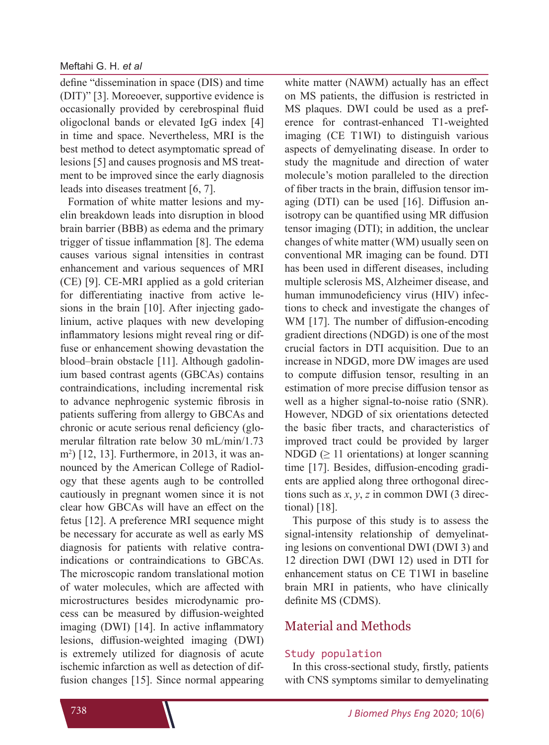define "dissemination in space (DIS) and time (DIT)" [3]. Moreoever, supportive evidence is occasionally provided by cerebrospinal fluid oligoclonal bands or elevated IgG index [4] in time and space. Nevertheless, MRI is the best method to detect asymptomatic spread of lesions [5] and causes prognosis and MS treatment to be improved since the early diagnosis leads into diseases treatment [6, 7].

Formation of white matter lesions and myelin breakdown leads into disruption in blood brain barrier (BBB) as edema and the primary trigger of tissue inflammation [8]. The edema causes various signal intensities in contrast enhancement and various sequences of MRI (CE) [9]. CE-MRI applied as a gold criterian for differentiating inactive from active lesions in the brain [10]. After injecting gadolinium, active plaques with new developing inflammatory lesions might reveal ring or diffuse or enhancement showing devastation the blood–brain obstacle [11]. Although gadolinium based contrast agents (GBCAs) contains contraindications, including incremental risk to advance nephrogenic systemic fibrosis in patients suffering from allergy to GBCAs and chronic or acute serious renal deficiency (glomerular filtration rate below 30 mL/min/1.73 $m^2$) [12, 13]. Furthermore, in 2013, it was announced by the American College of Radiology that these agents augh to be controlled cautiously in pregnant women since it is not clear how GBCAs will have an effect on the fetus [12]. A preference MRI sequence might be necessary for accurate as well as early MS diagnosis for patients with relative contraindications or contraindications to GBCAs. The microscopic random translational motion of water molecules, which are affected with microstructures besides microdynamic process can be measured by diffusion-weighted imaging (DWI) [14]. In active inflammatory lesions, diffusion-weighted imaging (DWI) is extremely utilized for diagnosis of acute ischemic infarction as well as detection of diffusion changes [15]. Since normal appearing white matter (NAWM) actually has an effect on MS patients, the diffusion is restricted in MS plaques. DWI could be used as a preference for contrast-enhanced T1-weighted imaging (CE T1WI) to distinguish various aspects of demyelinating disease. In order to study the magnitude and direction of water molecule's motion paralleled to the direction of fiber tracts in the brain, diffusion tensor imaging (DTI) can be used [16]. Diffusion anisotropy can be quantified using MR diffusion tensor imaging (DTI); in addition, the unclear changes of white matter (WM) usually seen on conventional MR imaging can be found. DTI has been used in different diseases, including multiple sclerosis MS, Alzheimer disease, and human immunodeficiency virus (HIV) infections to check and investigate the changes of WM [17]. The number of diffusion-encoding gradient directions (NDGD) is one of the most crucial factors in DTI acquisition. Due to an increase in NDGD, more DW images are used to compute diffusion tensor, resulting in an estimation of more precise diffusion tensor as well as a higher signal-to-noise ratio (SNR). However, NDGD of six orientations detected the basic fiber tracts, and characteristics of improved tract could be provided by larger NDGD ($\geq$ 11 orientations) at longer scanning time [17]. Besides, diffusion-encoding gradients are applied along three orthogonal directions such as $x$, $y$, $z$ in common DWI (3 directional) [18].

This purpose of this study is to assess the signal-intensity relationship of demyelinating lesions on conventional DWI (DWI 3) and 12 direction DWI (DWI 12) used in DTI for enhancement status on CE T1WI in baseline brain MRI in patients, who have clinically definite MS (CDMS).

## Material and Methods

### Study population

In this cross-sectional study, firstly, patients with CNS symptoms similar to demyelinating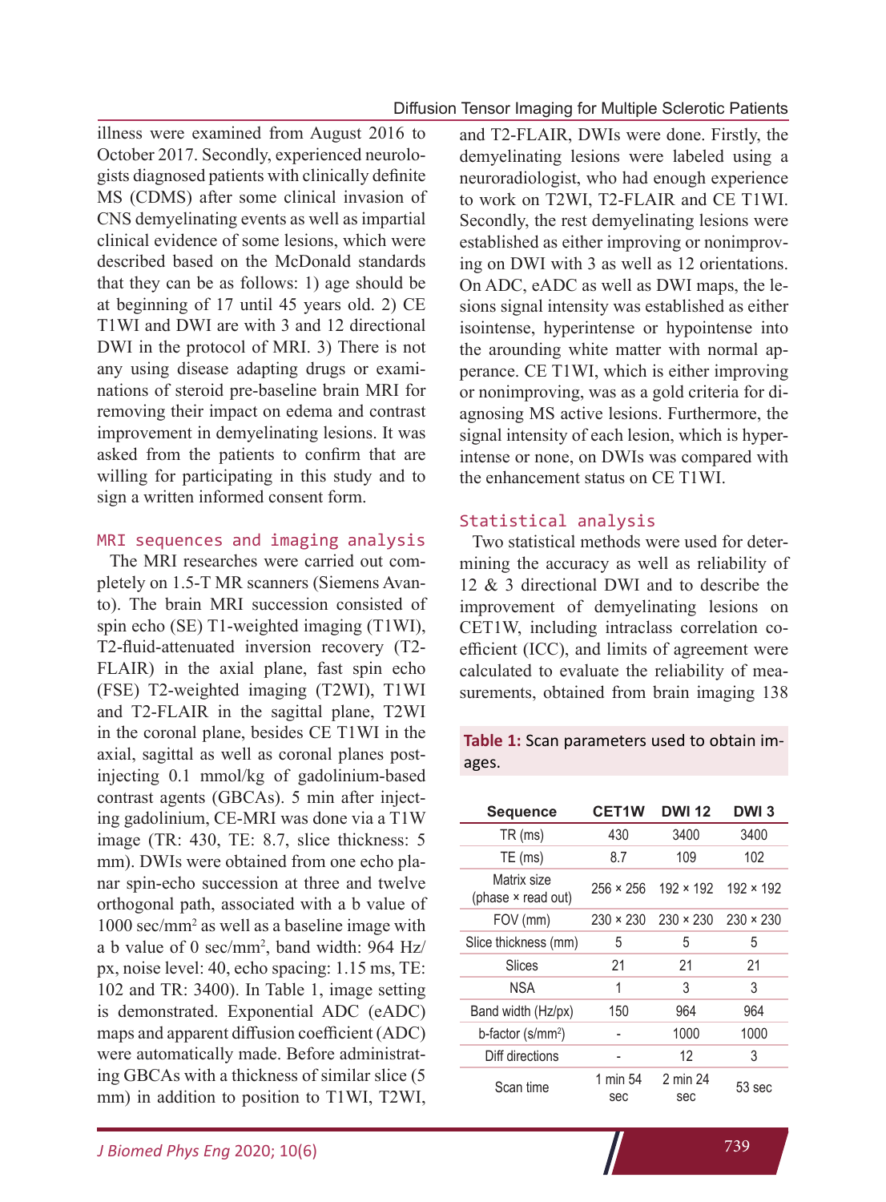illness were examined from August 2016 to October 2017. Secondly, experienced neurologists diagnosed patients with clinically definite MS (CDMS) after some clinical invasion of CNS demyelinating events as well as impartial clinical evidence of some lesions, which were described based on the McDonald standards that they can be as follows: 1) age should be at beginning of 17 until 45 years old. 2) CE T1WI and DWI are with 3 and 12 directional DWI in the protocol of MRI. 3) There is not any using disease adapting drugs or examinations of steroid pre-baseline brain MRI for removing their impact on edema and contrast improvement in demyelinating lesions. It was asked from the patients to confirm that are willing for participating in this study and to sign a written informed consent form.

## MRI sequences and imaging analysis

The MRI researches were carried out completely on 1.5-T MR scanners (Siemens Avanto). The brain MRI succession consisted of spin echo (SE) T1-weighted imaging (T1WI), T2-fluid-attenuated inversion recovery (T2-FLAIR) in the axial plane, fast spin echo (FSE) T2-weighted imaging (T2WI), T1WI and T2-FLAIR in the sagittal plane, T2WI in the coronal plane, besides CE T1WI in the axial, sagittal as well as coronal planes post-injecting 0.1 mmol/kg of gadolinium-based contrast agents (GBCAs). 5 min after injecting gadolinium, CE-MRI was done via a T1W image (TR: 430, TE: 8.7, slice thickness: 5 mm). DWIs were obtained from one echo planar spin-echo succession at three and twelve orthogonal path, associated with a b value of 1000 sec/mm$^2$ as well as a baseline image with a b value of 0 sec/mm$^2$, band width: 964 Hz/px, noise level: 40, echo spacing: 1.15 ms, TE: 102 and TR: 3400). In Table 1, image setting is demonstrated. Exponential ADC (eADC) maps and apparent diffusion coefficient (ADC) were automatically made. Before administrating GBCAs with a thickness of similar slice (5 mm) in addition to position to T1WI, T2WI, and T2-FLAIR, DWIs were done. Firstly, the demyelinating lesions were labeled using a neuroradiologist, who had enough experience to work on T2WI, T2-FLAIR and CE T1WI. Secondly, the rest demyelinating lesions were established as either improving or nonimproving on DWI with 3 as well as 12 orientations. On ADC, eADC as well as DWI maps, the lesions signal intensity was established as either isointense, hyperintense or hypointense into the arounding white matter with normal apperance. CE T1WI, which is either improving or nonimproving, was as a gold criteria for diagnosing MS active lesions. Furthermore, the signal intensity of each lesion, which is hyperintense or none, on DWIs was compared with the enhancement status on CE T1WI.

## Statistical analysis

Two statistical methods were used for determining the accuracy as well as reliability of 12 & 3 directional DWI and to describe the improvement of demyelinating lesions on CET1W, including intraclass correlation coefficient (ICC), and limits of agreement were calculated to evaluate the reliability of measurements, obtained from brain imaging 138

**Table 1:** Scan parameters used to obtain images.

| Sequence | CET1W | DWI 12 | DWI 3 |
|---|---|---|---|
| TR (ms) | 430 | 3400 | 3400 |
| TE (ms) | 8.7 | 109 | 102 |
| Matrix size (phase × read out) | 256 × 256 | 192 × 192 | 192 × 192 |
| FOV (mm) | 230 × 230 | 230 × 230 | 230 × 230 |
| Slice thickness (mm) | 5 | 5 | 5 |
| Slices | 21 | 21 | 21 |
| NSA | 1 | 3 | 3 |
| Band width (Hz/px) | 150 | 964 | 964 |
| b-factor (s/mm$^2$) | - | 1000 | 1000 |
| Diff directions | - | 12 | 3 |
| Scan time | 1 min 54 sec | 2 min 24 sec | 53 sec |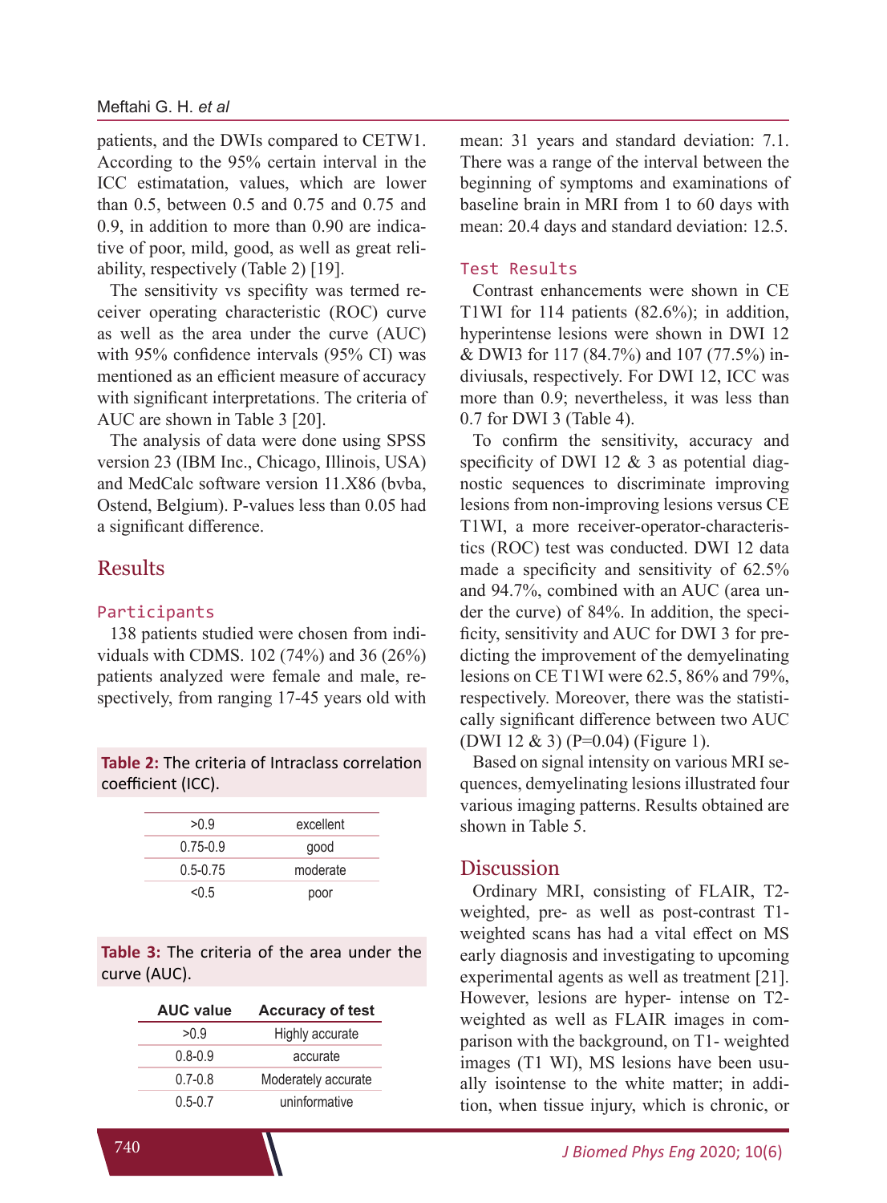patients, and the DWIs compared to CETW1. According to the 95% certain interval in the ICC estimatation, values, which are lower than 0.5, between 0.5 and 0.75 and 0.75 and 0.9, in addition to more than 0.90 are indicative of poor, mild, good, as well as great reliability, respectively (Table 2) [19].

The sensitivity vs specifity was termed receiver operating characteristic (ROC) curve as well as the area under the curve (AUC) with 95% confidence intervals (95% CI) was mentioned as an efficient measure of accuracy with significant interpretations. The criteria of AUC are shown in Table 3 [20].

The analysis of data were done using SPSS version 23 (IBM Inc., Chicago, Illinois, USA) and MedCalc software version 11.X86 (bvba, Ostend, Belgium). P-values less than 0.05 had a significant difference.

## Results

### Participants

138 patients studied were chosen from individuals with CDMS. 102 (74%) and 36 (26%) patients analyzed were female and male, respectively, from ranging 17-45 years old with mean: 31 years and standard deviation: 7.1. There was a range of the interval between the beginning of symptoms and examinations of baseline brain in MRI from 1 to 60 days with mean: 20.4 days and standard deviation: 12.5.

**Table 2:** The criteria of Intraclass correlation coefficient (ICC).

| | |
|---|---|
| >0.9 | excellent |
| 0.75-0.9 | good |
| 0.5-0.75 | moderate |
| <0.5 | poor |

**Table 3:** The criteria of the area under the curve (AUC).

| AUC value | Accuracy of test |
|---|---|
| >0.9 | Highly accurate |
| 0.8-0.9 | accurate |
| 0.7-0.8 | Moderately accurate |
| 0.5-0.7 | uninformative |

### Test Results

Contrast enhancements were shown in CE T1WI for 114 patients (82.6%); in addition, hyperintense lesions were shown in DWI 12 & DWI3 for 117 (84.7%) and 107 (77.5%) indiviusals, respectively. For DWI 12, ICC was more than 0.9; nevertheless, it was less than 0.7 for DWI 3 (Table 4).

To confirm the sensitivity, accuracy and specificity of DWI 12 & 3 as potential diagnostic sequences to discriminate improving lesions from non-improving lesions versus CE T1WI, a more receiver-operator-characteristics (ROC) test was conducted. DWI 12 data made a specificity and sensitivity of 62.5% and 94.7%, combined with an AUC (area under the curve) of 84%. In addition, the specificity, sensitivity and AUC for DWI 3 for predicting the improvement of the demyelinating lesions on CE T1WI were 62.5, 86% and 79%, respectively. Moreover, there was the statistically significant difference between two AUC (DWI 12 & 3) (P=0.04) (Figure 1).

Based on signal intensity on various MRI sequences, demyelinating lesions illustrated four various imaging patterns. Results obtained are shown in Table 5.

## Discussion

Ordinary MRI, consisting of FLAIR, T2-weighted, pre- as well as post-contrast T1-weighted scans has had a vital effect on MS early diagnosis and investigating to upcoming experimental agents as well as treatment [21]. However, lesions are hyper- intense on T2-weighted as well as FLAIR images in comparison with the background, on T1- weighted images (T1 WI), MS lesions have been usually isointense to the white matter; in addition, when tissue injury, which is chronic, or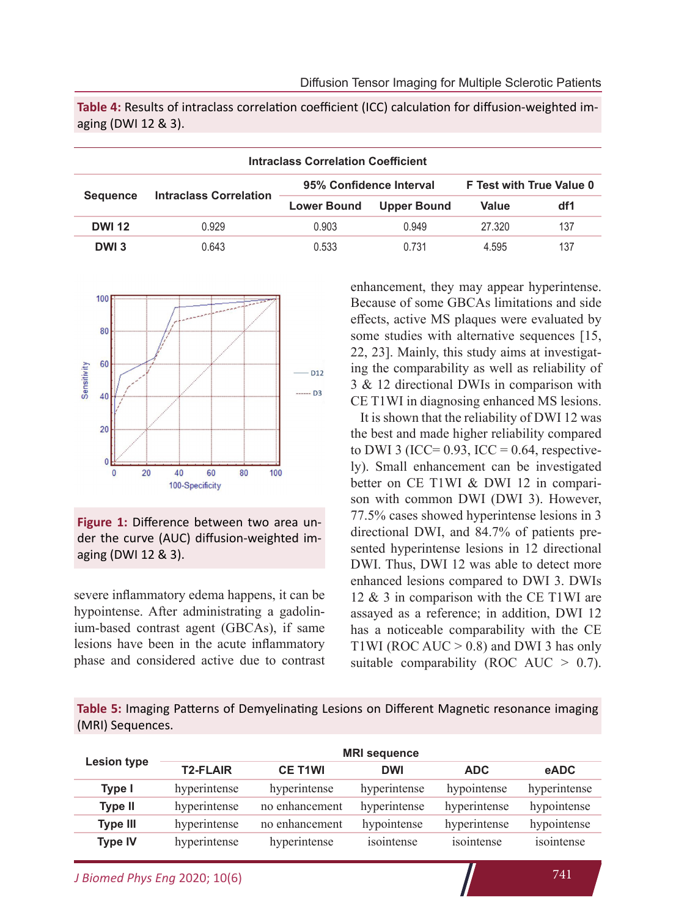**Table 4:** Results of intraclass correlation coefficient (ICC) calculation for diffusion-weighted imaging (DWI 12 & 3).

| Intraclass Correlation Coefficient | | | | | |
|---|---|---|---|---|---|
| Sequence | Intraclass Correlation | 95% Confidence Interval | | F Test with True Value 0 | |
| | | Lower Bound | Upper Bound | Value | df1 |
| DWI 12 | 0.929 | 0.903 | 0.949 | 27.320 | 137 |
| DWI 3 | 0.643 | 0.533 | 0.731 | 4.595 | 137 |

Sensitivity
100
80
60
40
20
0
0
20
40
60
80
100
100-Specificity
D12
D3

**Figure 1:** Difference between two area under the curve (AUC) diffusion-weighted imaging (DWI 12 & 3).

severe inflammatory edema happens, it can be hypointense. After administrating a gadolinium-based contrast agent (GBCAs), if same lesions have been in the acute inflammatory phase and considered active due to contrast enhancement, they may appear hyperintense. Because of some GBCAs limitations and side effects, active MS plaques were evaluated by some studies with alternative sequences [15, 22, 23]. Mainly, this study aims at investigating the comparability as well as reliability of 3 & 12 directional DWIs in comparison with CE T1WI in diagnosing enhanced MS lesions.

It is shown that the reliability of DWI 12 was the best and made higher reliability compared to DWI 3 (ICC= 0.93, ICC = 0.64, respectively). Small enhancement can be investigated better on CE T1WI & DWI 12 in comparison with common DWI (DWI 3). However, 77.5% cases showed hyperintense lesions in 3 directional DWI, and 84.7% of patients presented hyperintense lesions in 12 directional DWI. Thus, DWI 12 was able to detect more enhanced lesions compared to DWI 3. DWIs 12 & 3 in comparison with the CE T1WI are assayed as a reference; in addition, DWI 12 has a noticeable comparability with the CE T1WI (ROC AUC > 0.8) and DWI 3 has only suitable comparability (ROC AUC > 0.7).

**Table 5:** Imaging Patterns of Demyelinating Lesions on Different Magnetic resonance imaging (MRI) Sequences.

| Lesion type | MRI sequence | | | | |
|---|---|---|---|---|---|
| | T2-FLAIR | CE T1WI | DWI | ADC | eADC |
| Type I | hyperintense | hyperintense | hyperintense | hypointense | hyperintense |
| Type II | hyperintense | no enhancement | hyperintense | hyperintense | hypointense |
| Type III | hyperintense | no enhancement | hypointense | hyperintense | hypointense |
| Type IV | hyperintense | hyperintense | isointense | isointense | isointense |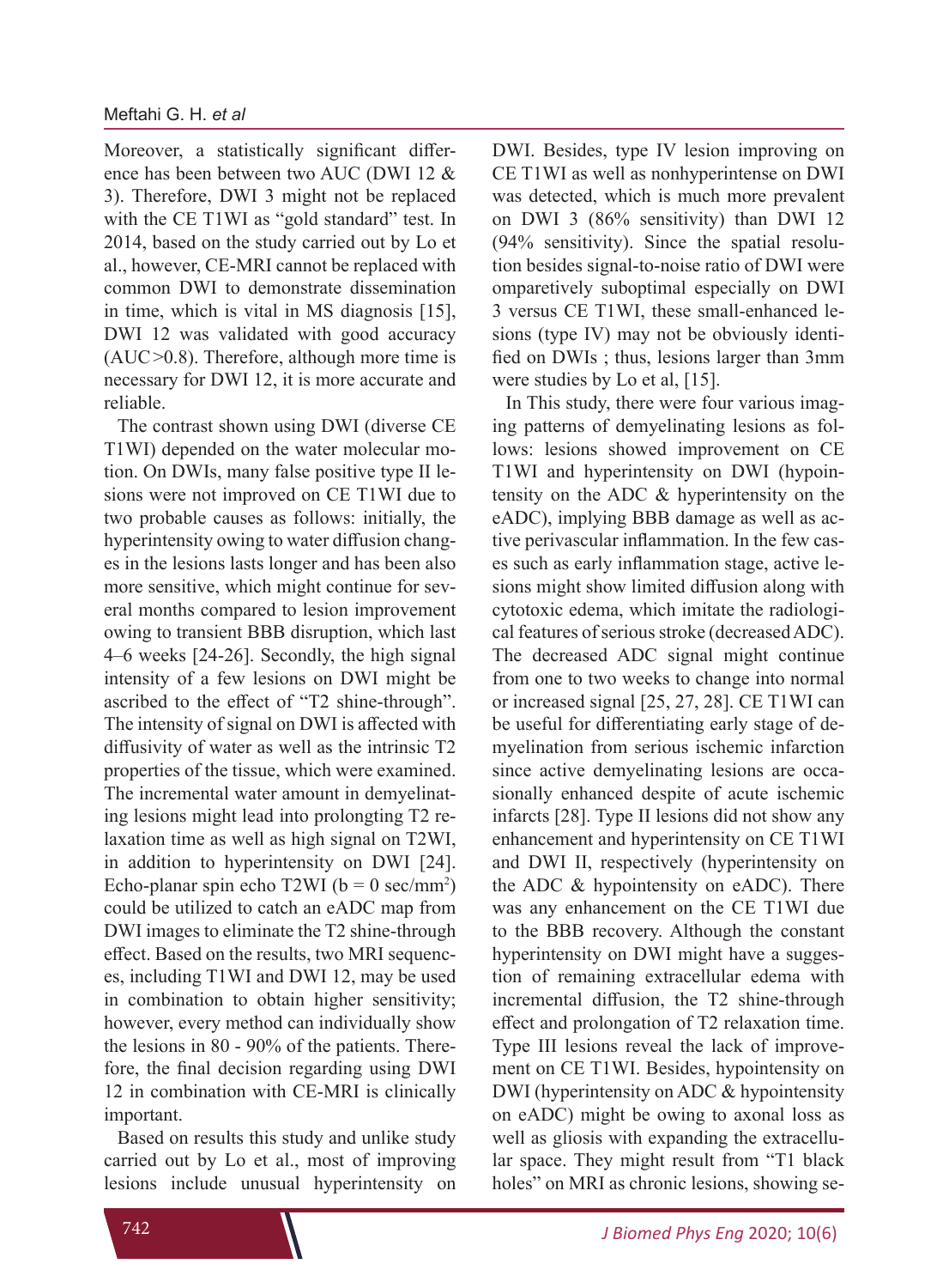Moreover, a statistically significant difference has been between two AUC (DWI 12 & 3). Therefore, DWI 3 might not be replaced with the CE T1WI as "gold standard" test. In 2014, based on the study carried out by Lo et al., however, CE-MRI cannot be replaced with common DWI to demonstrate dissemination in time, which is vital in MS diagnosis [15], DWI 12 was validated with good accuracy (AUC>0.8). Therefore, although more time is necessary for DWI 12, it is more accurate and reliable.

The contrast shown using DWI (diverse CE T1WI) depended on the water molecular motion. On DWIs, many false positive type II lesions were not improved on CE T1WI due to two probable causes as follows: initially, the hyperintensity owing to water diffusion changes in the lesions lasts longer and has been also more sensitive, which might continue for several months compared to lesion improvement owing to transient BBB disruption, which last 4–6 weeks [24-26]. Secondly, the high signal intensity of a few lesions on DWI might be ascribed to the effect of "T2 shine-through". The intensity of signal on DWI is affected with diffusivity of water as well as the intrinsic T2 properties of the tissue, which were examined. The incremental water amount in demyelinating lesions might lead into prolongting T2 relaxation time as well as high signal on T2WI, in addition to hyperintensity on DWI [24]. Echo-planar spin echo T2WI (b = 0 sec/mm$^2$) could be utilized to catch an eADC map from DWI images to eliminate the T2 shine-through effect. Based on the results, two MRI sequences, including T1WI and DWI 12, may be used in combination to obtain higher sensitivity; however, every method can individually show the lesions in 80 - 90% of the patients. Therefore, the final decision regarding using DWI 12 in combination with CE-MRI is clinically important.

Based on results this study and unlike study carried out by Lo et al., most of improving lesions include unusual hyperintensity on DWI. Besides, type IV lesion improving on CE T1WI as well as nonhyperintense on DWI was detected, which is much more prevalent on DWI 3 (86% sensitivity) than DWI 12 (94% sensitivity). Since the spatial resolution besides signal-to-noise ratio of DWI were omparetively suboptimal especially on DWI 3 versus CE T1WI, these small-enhanced lesions (type IV) may not be obviously identified on DWIs ; thus, lesions larger than 3mm were studies by Lo et al, [15].

In This study, there were four various imaging patterns of demyelinating lesions as follows: lesions showed improvement on CE T1WI and hyperintensity on DWI (hypointensity on the ADC & hyperintensity on the eADC), implying BBB damage as well as active perivascular inflammation. In the few cases such as early inflammation stage, active lesions might show limited diffusion along with cytotoxic edema, which imitate the radiological features of serious stroke (decreased ADC). The decreased ADC signal might continue from one to two weeks to change into normal or increased signal [25, 27, 28]. CE T1WI can be useful for differentiating early stage of demyelination from serious ischemic infarction since active demyelinating lesions are occasionally enhanced despite of acute ischemic infarcts [28]. Type II lesions did not show any enhancement and hyperintensity on CE T1WI and DWI II, respectively (hyperintensity on the ADC & hypointensity on eADC). There was any enhancement on the CE T1WI due to the BBB recovery. Although the constant hyperintensity on DWI might have a suggestion of remaining extracellular edema with incremental diffusion, the T2 shine-through effect and prolongation of T2 relaxation time. Type III lesions reveal the lack of improvement on CE T1WI. Besides, hypointensity on DWI (hyperintensity on ADC & hypointensity on eADC) might be owing to axonal loss as well as gliosis with expanding the extracellular space. They might result from "T1 black holes" on MRI as chronic lesions, showing se-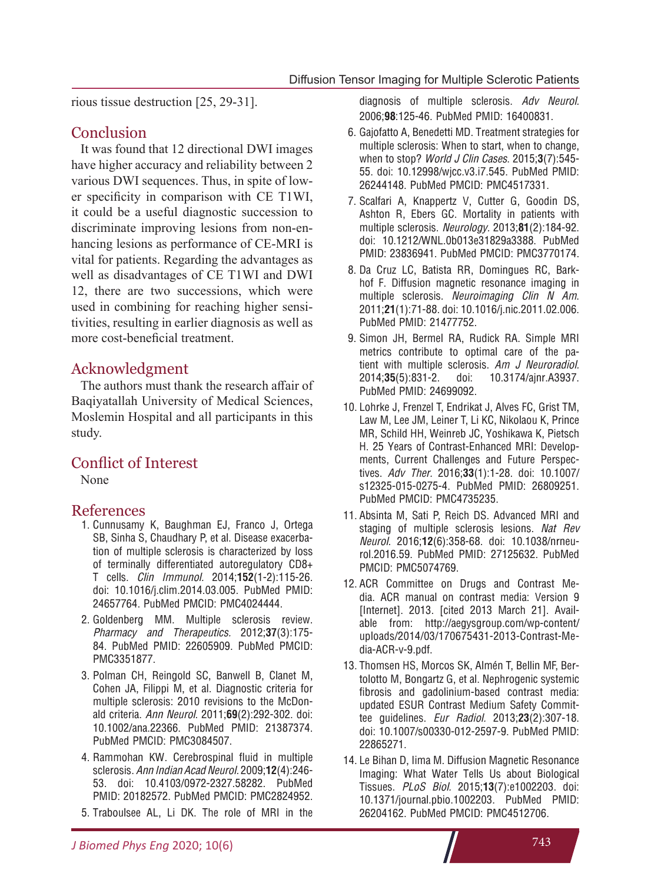rious tissue destruction [25, 29-31].

## Conclusion

It was found that 12 directional DWI images have higher accuracy and reliability between 2 various DWI sequences. Thus, in spite of lower specificity in comparison with CE T1WI, it could be a useful diagnostic succession to discriminate improving lesions from non-enhancing lesions as performance of CE-MRI is vital for patients. Regarding the advantages as well as disadvantages of CE T1WI and DWI 12, there are two successions, which were used in combining for reaching higher sensitivities, resulting in earlier diagnosis as well as more cost-beneficial treatment.

## Acknowledgment

The authors must thank the research affair of Baqiyatallah University of Medical Sciences, Moslemin Hospital and all participants in this study.

## Conflict of Interest

None

## References

1. Cunnusamy K, Baughman EJ, Franco J, Ortega SB, Sinha S, Chaudhary P, et al. Disease exacerbation of multiple sclerosis is characterized by loss of terminally differentiated autoregulatory CD8+ T cells. *Clin Immunol.* 2014;**152**(1-2):115-26. doi: 10.1016/j.clim.2014.03.005. PubMed PMID: 24657764. PubMed PMCID: PMC4024444.
2. Goldenberg MM. Multiple sclerosis review. *Pharmacy and Therapeutics.* 2012;**37**(3):175-84. PubMed PMID: 22605909. PubMed PMCID: PMC3351877.
3. Polman CH, Reingold SC, Banwell B, Clanet M, Cohen JA, Filippi M, et al. Diagnostic criteria for multiple sclerosis: 2010 revisions to the McDonald criteria. *Ann Neurol.* 2011;**69**(2):292-302. doi: 10.1002/ana.22366. PubMed PMID: 21387374. PubMed PMCID: PMC3084507.
4. Rammohan KW. Cerebrospinal fluid in multiple sclerosis. *Ann Indian Acad Neurol.* 2009;**12**(4):246-53. doi: 10.4103/0972-2327.58282. PubMed PMID: 20182572. PubMed PMCID: PMC2824952.
5. Traboulsee AL, Li DK. The role of MRI in the diagnosis of multiple sclerosis. *Adv Neurol.* 2006;**98**:125-46. PubMed PMID: 16400831.
6. Gajofatto A, Benedetti MD. Treatment strategies for multiple sclerosis: When to start, when to change, when to stop? *World J Clin Cases.* 2015;**3**(7):545-55. doi: 10.12998/wjcc.v3.i7.545. PubMed PMID: 26244148. PubMed PMCID: PMC4517331.
7. Scalfari A, Knappertz V, Cutter G, Goodin DS, Ashton R, Ebers GC. Mortality in patients with multiple sclerosis. *Neurology.* 2013;**81**(2):184-92. doi: 10.1212/WNL.0b013e31829a3388. PubMed PMID: 23836941. PubMed PMCID: PMC3770174.
8. Da Cruz LC, Batista RR, Domingues RC, Barkhof F. Diffusion magnetic resonance imaging in multiple sclerosis. *Neuroimaging Clin N Am.* 2011;**21**(1):71-88. doi: 10.1016/j.nic.2011.02.006. PubMed PMID: 21477752.
9. Simon JH, Bermel RA, Rudick RA. Simple MRI metrics contribute to optimal care of the patient with multiple sclerosis. *Am J Neuroradiol.* 2014;**35**(5):831-2. doi: 10.3174/ajnr.A3937. PubMed PMID: 24699092.
10. Lohrke J, Frenzel T, Endrikat J, Alves FC, Grist TM, Law M, Lee JM, Leiner T, Li KC, Nikolaou K, Prince MR, Schild HH, Weinreb JC, Yoshikawa K, Pietsch H. 25 Years of Contrast-Enhanced MRI: Developments, Current Challenges and Future Perspectives. *Adv Ther.* 2016;**33**(1):1-28. doi: 10.1007/s12325-015-0275-4. PubMed PMID: 26809251. PubMed PMCID: PMC4735235.
11. Absinta M, Sati P, Reich DS. Advanced MRI and staging of multiple sclerosis lesions. *Nat Rev Neurol.* 2016;**12**(6):358-68. doi: 10.1038/nrneurol.2016.59. PubMed PMID: 27125632. PubMed PMCID: PMC5074769.
12. ACR Committee on Drugs and Contrast Media. ACR manual on contrast media: Version 9 [Internet]. 2013. [cited 2013 March 21]. Available from: http://aegysgroup.com/wp-content/uploads/2014/03/170675431-2013-Contrast-Media-ACR-v-9.pdf.
13. Thomsen HS, Morcos SK, Almén T, Bellin MF, Bertolotto M, Bongartz G, et al. Nephrogenic systemic fibrosis and gadolinium-based contrast media: updated ESUR Contrast Medium Safety Committee guidelines. *Eur Radiol.* 2013;**23**(2):307-18. doi: 10.1007/s00330-012-2597-9. PubMed PMID: 22865271.
14. Le Bihan D, Iima M. Diffusion Magnetic Resonance Imaging: What Water Tells Us about Biological Tissues. *PLoS Biol.* 2015;**13**(7):e1002203. doi: 10.1371/journal.pbio.1002203. PubMed PMID: 26204162. PubMed PMCID: PMC4512706.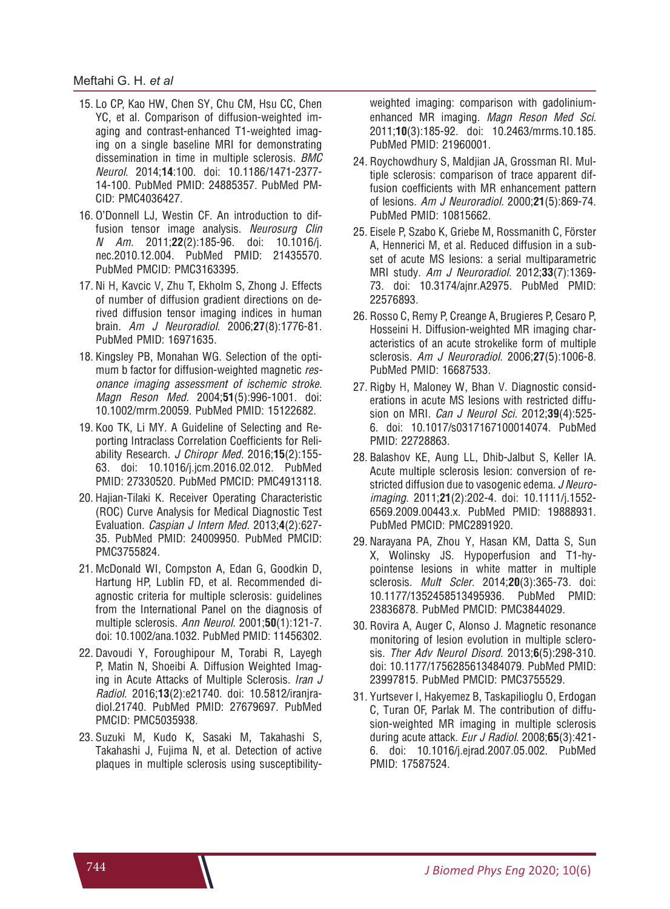15. Lo CP, Kao HW, Chen SY, Chu CM, Hsu CC, Chen YC, et al. Comparison of diffusion-weighted imaging and contrast-enhanced T1-weighted imaging on a single baseline MRI for demonstrating dissemination in time in multiple sclerosis. *BMC Neurol.* 2014;**14**:100. doi: 10.1186/1471-2377-14-100. PubMed PMID: 24885357. PubMed PMCID: PMC4036427.
16. O'Donnell LJ, Westin CF. An introduction to diffusion tensor image analysis. *Neurosurg Clin N Am.* 2011;**22**(2):185-96. doi: 10.1016/j.nec.2010.12.004. PubMed PMID: 21435570. PubMed PMCID: PMC3163395.
17. Ni H, Kavcic V, Zhu T, Ekholm S, Zhong J. Effects of number of diffusion gradient directions on derived diffusion tensor imaging indices in human brain. *Am J Neuroradiol.* 2006;**27**(8):1776-81. PubMed PMID: 16971635.
18. Kingsley PB, Monahan WG. Selection of the optimum b factor for diffusion-weighted magnetic *resonance imaging assessment of ischemic stroke. Magn Reson Med.* 2004;**51**(5):996-1001. doi: 10.1002/mrm.20059. PubMed PMID: 15122682.
19. Koo TK, Li MY. A Guideline of Selecting and Reporting Intraclass Correlation Coefficients for Reliability Research. *J Chiropr Med.* 2016;**15**(2):155-63. doi: 10.1016/j.jcm.2016.02.012. PubMed PMID: 27330520. PubMed PMCID: PMC4913118.
20. Hajian-Tilaki K. Receiver Operating Characteristic (ROC) Curve Analysis for Medical Diagnostic Test Evaluation. *Caspian J Intern Med.* 2013;**4**(2):627-35. PubMed PMID: 24009950. PubMed PMCID: PMC3755824.
21. McDonald WI, Compston A, Edan G, Goodkin D, Hartung HP, Lublin FD, et al. Recommended diagnostic criteria for multiple sclerosis: guidelines from the International Panel on the diagnosis of multiple sclerosis. *Ann Neurol.* 2001;**50**(1):121-7. doi: 10.1002/ana.1032. PubMed PMID: 11456302.
22. Davoudi Y, Foroughipour M, Torabi R, Layegh P, Matin N, Shoeibi A. Diffusion Weighted Imaging in Acute Attacks of Multiple Sclerosis. *Iran J Radiol.* 2016;**13**(2):e21740. doi: 10.5812/iranjradiol.21740. PubMed PMID: 27679697. PubMed PMCID: PMC5035938.
23. Suzuki M, Kudo K, Sasaki M, Takahashi S, Takahashi J, Fujima N, et al. Detection of active plaques in multiple sclerosis using susceptibility-weighted imaging: comparison with gadolinium-enhanced MR imaging. *Magn Reson Med Sci.* 2011;**10**(3):185-92. doi: 10.2463/mrms.10.185. PubMed PMID: 21960001.
24. Roychowdhury S, Maldjian JA, Grossman RI. Multiple sclerosis: comparison of trace apparent diffusion coefficients with MR enhancement pattern of lesions. *Am J Neuroradiol.* 2000;**21**(5):869-74. PubMed PMID: 10815662.
25. Eisele P, Szabo K, Griebe M, Rossmanith C, Förster A, Hennerici M, et al. Reduced diffusion in a subset of acute MS lesions: a serial multiparametric MRI study. *Am J Neuroradiol.* 2012;**33**(7):1369-73. doi: 10.3174/ajnr.A2975. PubMed PMID: 22576893.
26. Rosso C, Remy P, Creange A, Brugieres P, Cesaro P, Hosseini H. Diffusion-weighted MR imaging characteristics of an acute strokelike form of multiple sclerosis. *Am J Neuroradiol.* 2006;**27**(5):1006-8. PubMed PMID: 16687533.
27. Rigby H, Maloney W, Bhan V. Diagnostic considerations in acute MS lesions with restricted diffusion on MRI. *Can J Neurol Sci.* 2012;**39**(4):525-6. doi: 10.1017/s0317167100014074. PubMed PMID: 22728863.
28. Balashov KE, Aung LL, Dhib-Jalbut S, Keller IA. Acute multiple sclerosis lesion: conversion of restricted diffusion due to vasogenic edema. *J Neuroimaging.* 2011;**21**(2):202-4. doi: 10.1111/j.1552-6569.2009.00443.x. PubMed PMID: 19888931. PubMed PMCID: PMC2891920.
29. Narayana PA, Zhou Y, Hasan KM, Datta S, Sun X, Wolinsky JS. Hypoperfusion and T1-hypointense lesions in white matter in multiple sclerosis. *Mult Scler.* 2014;**20**(3):365-73. doi: 10.1177/1352458513495936. PubMed PMID: 23836878. PubMed PMCID: PMC3844029.
30. Rovira A, Auger C, Alonso J. Magnetic resonance monitoring of lesion evolution in multiple sclerosis. *Ther Adv Neurol Disord.* 2013;**6**(5):298-310. doi: 10.1177/1756285613484079. PubMed PMID: 23997815. PubMed PMCID: PMC3755529.
31. Yurtsever I, Hakyemez B, Taskapilioglu O, Erdogan C, Turan OF, Parlak M. The contribution of diffusion-weighted MR imaging in multiple sclerosis during acute attack. *Eur J Radiol.* 2008;**65**(3):421-6. doi: 10.1016/j.ejrad.2007.05.002. PubMed PMID: 17587524.